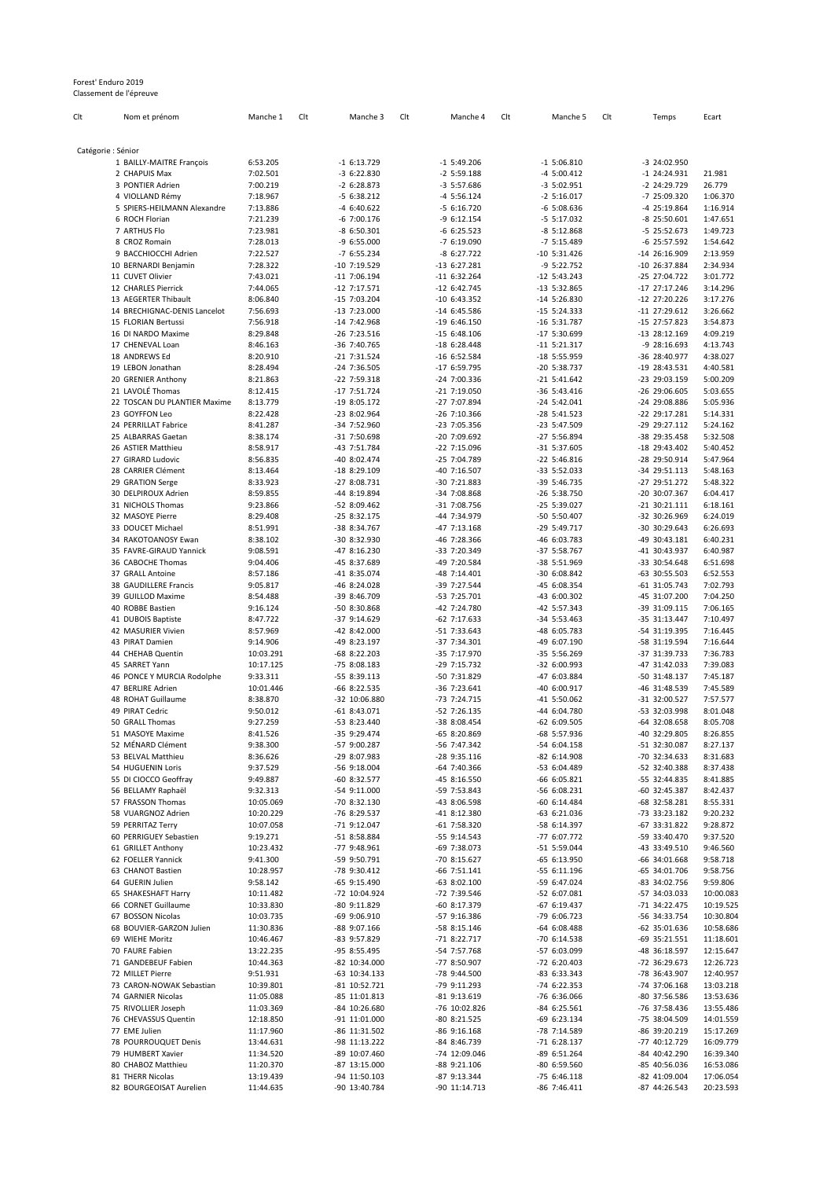Forest' Enduro 2019
Classement de l'épreuve

| Clt | Nom et prénom | Manche 1 | Clt | Manche 3 | Clt | Manche 4 | Clt | Manche 5 | Clt | Temps | Ecart |
|---|---|---|---|---|---|---|---|---|---|---|---|
| Catégorie : Sénior | | | | | | | | | | | |
| 1 | BAILLY-MAITRE François | 6:53.205 | -1 | 6:13.729 | -1 | 5:49.206 | -1 | 5:06.810 | -3 | 24:02.950 | |
| 2 | CHAPUIS Max | 7:02.501 | -3 | 6:22.830 | -2 | 5:59.188 | -4 | 5:00.412 | -1 | 24:24.931 | 21.981 |
| 3 | PONTIER Adrien | 7:00.219 | -2 | 6:28.873 | -3 | 5:57.686 | -3 | 5:02.951 | -2 | 24:29.729 | 26.779 |
| 4 | VIOLLAND Rémy | 7:18.967 | -5 | 6:38.212 | -4 | 5:56.124 | -2 | 5:16.017 | -7 | 25:09.320 | 1:06.370 |
| 5 | SPIERS-HEILMANN Alexandre | 7:13.886 | -4 | 6:40.622 | -5 | 6:16.720 | -6 | 5:08.636 | -4 | 25:19.864 | 1:16.914 |
| 6 | ROCH Florian | 7:21.239 | -6 | 7:00.176 | -9 | 6:12.154 | -5 | 5:17.032 | -8 | 25:50.601 | 1:47.651 |
| 7 | ARTHUS Flo | 7:23.981 | -8 | 6:50.301 | -6 | 6:25.523 | -8 | 5:12.868 | -5 | 25:52.673 | 1:49.723 |
| 8 | CROZ Romain | 7:28.013 | -9 | 6:55.000 | -7 | 6:19.090 | -7 | 5:15.489 | -6 | 25:57.592 | 1:54.642 |
| 9 | BACCHIOCCHI Adrien | 7:22.527 | -7 | 6:55.234 | -8 | 6:27.722 | -10 | 5:31.426 | -14 | 26:16.909 | 2:13.959 |
| 10 | BERNARDI Benjamin | 7:28.322 | -10 | 7:19.529 | -13 | 6:27.281 | -9 | 5:22.752 | -10 | 26:37.884 | 2:34.934 |
| 11 | CUVET Olivier | 7:43.021 | -11 | 7:06.194 | -11 | 6:32.264 | -12 | 5:43.243 | -25 | 27:04.722 | 3:01.772 |
| 12 | CHARLES Pierrick | 7:44.065 | -12 | 7:17.571 | -12 | 6:42.745 | -13 | 5:32.865 | -17 | 27:17.246 | 3:14.296 |
| 13 | AEGERTER Thibault | 8:06.840 | -15 | 7:03.204 | -10 | 6:43.352 | -14 | 5:26.830 | -12 | 27:20.226 | 3:17.276 |
| 14 | BRECHIGNAC-DENIS Lancelot | 7:56.693 | -13 | 7:23.000 | -14 | 6:45.586 | -15 | 5:24.333 | -11 | 27:29.612 | 3:26.662 |
| 15 | FLORIAN Bertussi | 7:56.918 | -14 | 7:42.968 | -19 | 6:46.150 | -16 | 5:31.787 | -15 | 27:57.823 | 3:54.873 |
| 16 | DI NARDO Maxime | 8:29.848 | -26 | 7:23.516 | -15 | 6:48.106 | -17 | 5:30.699 | -13 | 28:12.169 | 4:09.219 |
| 17 | CHENEVAL Loan | 8:46.163 | -36 | 7:40.765 | -18 | 6:28.448 | -11 | 5:21.317 | -9 | 28:16.693 | 4:13.743 |
| 18 | ANDREWS Ed | 8:20.910 | -21 | 7:31.524 | -16 | 6:52.584 | -18 | 5:55.959 | -36 | 28:40.977 | 4:38.027 |
| 19 | LEBON Jonathan | 8:28.494 | -24 | 7:36.505 | -17 | 6:59.795 | -20 | 5:38.737 | -19 | 28:43.531 | 4:40.581 |
| 20 | GRENIER Anthony | 8:21.863 | -22 | 7:59.318 | -24 | 7:00.336 | -21 | 5:41.642 | -23 | 29:03.159 | 5:00.209 |
| 21 | LAVOLÉ Thomas | 8:12.415 | -17 | 7:51.724 | -21 | 7:19.050 | -36 | 5:43.416 | -26 | 29:06.605 | 5:03.655 |
| 22 | TOSCAN DU PLANTIER Maxime | 8:13.779 | -19 | 8:05.172 | -27 | 7:07.894 | -24 | 5:42.041 | -24 | 29:08.886 | 5:05.936 |
| 23 | GOYFFON Leo | 8:22.428 | -23 | 8:02.964 | -26 | 7:10.366 | -28 | 5:41.523 | -22 | 29:17.281 | 5:14.331 |
| 24 | PERRILLAT Fabrice | 8:41.287 | -34 | 7:52.960 | -23 | 7:05.356 | -23 | 5:47.509 | -29 | 29:27.112 | 5:24.162 |
| 25 | ALBARRAS Gaetan | 8:38.174 | -31 | 7:50.698 | -20 | 7:09.692 | -27 | 5:56.894 | -38 | 29:35.458 | 5:32.508 |
| 26 | ASTIER Matthieu | 8:58.917 | -43 | 7:51.784 | -22 | 7:15.096 | -31 | 5:37.605 | -18 | 29:43.402 | 5:40.452 |
| 27 | GIRARD Ludovic | 8:56.835 | -40 | 8:02.474 | -25 | 7:04.789 | -22 | 5:46.816 | -28 | 29:50.914 | 5:47.964 |
| 28 | CARRIER Clément | 8:13.464 | -18 | 8:29.109 | -40 | 7:16.507 | -33 | 5:52.033 | -34 | 29:51.113 | 5:48.163 |
| 29 | GRATION Serge | 8:33.923 | -27 | 8:08.731 | -30 | 7:21.883 | -39 | 5:46.735 | -27 | 29:51.272 | 5:48.322 |
| 30 | DELPIROUX Adrien | 8:59.855 | -44 | 8:19.894 | -34 | 7:08.868 | -26 | 5:38.750 | -20 | 30:07.367 | 6:04.417 |
| 31 | NICHOLS Thomas | 9:23.866 | -52 | 8:09.462 | -31 | 7:08.756 | -25 | 5:39.027 | -21 | 30:21.111 | 6:18.161 |
| 32 | MASOYE Pierre | 8:29.408 | -25 | 8:32.175 | -44 | 7:34.979 | -50 | 5:50.407 | -32 | 30:26.969 | 6:24.019 |
| 33 | DOUCET Michael | 8:51.991 | -38 | 8:34.767 | -47 | 7:13.168 | -29 | 5:49.717 | -30 | 30:29.643 | 6:26.693 |
| 34 | RAKOTOANOSY Ewan | 8:38.102 | -30 | 8:32.930 | -46 | 7:28.366 | -46 | 6:03.783 | -49 | 30:43.181 | 6:40.231 |
| 35 | FAVRE-GIRAUD Yannick | 9:08.591 | -47 | 8:16.230 | -33 | 7:20.349 | -37 | 5:58.767 | -41 | 30:43.937 | 6:40.987 |
| 36 | CABOCHE Thomas | 9:04.406 | -45 | 8:37.689 | -49 | 7:20.584 | -38 | 5:51.969 | -33 | 30:54.648 | 6:51.698 |
| 37 | GRALL Antoine | 8:57.186 | -41 | 8:35.074 | -48 | 7:14.401 | -30 | 6:08.842 | -63 | 30:55.503 | 6:52.553 |
| 38 | GAUDILLERE Francis | 9:05.817 | -46 | 8:24.028 | -39 | 7:27.544 | -45 | 6:08.354 | -61 | 31:05.743 | 7:02.793 |
| 39 | GUILLOD Maxime | 8:54.488 | -39 | 8:46.709 | -53 | 7:25.701 | -43 | 6:00.302 | -45 | 31:07.200 | 7:04.250 |
| 40 | ROBBE Bastien | 9:16.124 | -50 | 8:30.868 | -42 | 7:24.780 | -42 | 5:57.343 | -39 | 31:09.115 | 7:06.165 |
| 41 | DUBOIS Baptiste | 8:47.722 | -37 | 9:14.629 | -62 | 7:17.633 | -34 | 5:53.463 | -35 | 31:13.447 | 7:10.497 |
| 42 | MASURIER Vivien | 8:57.969 | -42 | 8:42.000 | -51 | 7:33.643 | -48 | 6:05.783 | -54 | 31:19.395 | 7:16.445 |
| 43 | PIRAT Damien | 9:14.906 | -49 | 8:23.197 | -37 | 7:34.301 | -49 | 6:07.190 | -58 | 31:19.594 | 7:16.644 |
| 44 | CHEHAB Quentin | 10:03.291 | -68 | 8:22.203 | -35 | 7:17.970 | -35 | 5:56.269 | -37 | 31:39.733 | 7:36.783 |
| 45 | SARRET Yann | 10:17.125 | -75 | 8:08.183 | -29 | 7:15.732 | -32 | 6:00.993 | -47 | 31:42.033 | 7:39.083 |
| 46 | PONCE Y MURCIA Rodolphe | 9:33.311 | -55 | 8:39.113 | -50 | 7:31.829 | -47 | 6:03.884 | -50 | 31:48.137 | 7:45.187 |
| 47 | BERLIRE Adrien | 10:01.446 | -66 | 8:22.535 | -36 | 7:23.641 | -40 | 6:00.917 | -46 | 31:48.539 | 7:45.589 |
| 48 | ROHAT Guillaume | 8:38.870 | -32 | 10:06.880 | -73 | 7:24.715 | -41 | 5:50.062 | -31 | 32:00.527 | 7:57.577 |
| 49 | PIRAT Cedric | 9:50.012 | -61 | 8:43.071 | -52 | 7:26.135 | -44 | 6:04.780 | -53 | 32:03.998 | 8:01.048 |
| 50 | GRALL Thomas | 9:27.259 | -53 | 8:23.440 | -38 | 8:08.454 | -62 | 6:09.505 | -64 | 32:08.658 | 8:05.708 |
| 51 | MASOYE Maxime | 8:41.526 | -35 | 9:29.474 | -65 | 8:20.869 | -68 | 5:57.936 | -40 | 32:29.805 | 8:26.855 |
| 52 | MÉNARD Clément | 9:38.300 | -57 | 9:00.287 | -56 | 7:47.342 | -54 | 6:04.158 | -51 | 32:30.087 | 8:27.137 |
| 53 | BELVAL Matthieu | 8:36.626 | -29 | 8:07.983 | -28 | 9:35.116 | -82 | 6:14.908 | -70 | 32:34.633 | 8:31.683 |
| 54 | HUGUENIN Loris | 9:37.529 | -56 | 9:18.004 | -64 | 7:40.366 | -53 | 6:04.489 | -52 | 32:40.388 | 8:37.438 |
| 55 | DI CIOCCO Geoffray | 9:49.887 | -60 | 8:32.577 | -45 | 8:16.550 | -66 | 6:05.821 | -55 | 32:44.835 | 8:41.885 |
| 56 | BELLAMY Raphaël | 9:32.313 | -54 | 9:11.000 | -59 | 7:53.843 | -56 | 6:08.231 | -60 | 32:45.387 | 8:42.437 |
| 57 | FRASSON Thomas | 10:05.069 | -70 | 8:32.130 | -43 | 8:06.598 | -60 | 6:14.484 | -68 | 32:58.281 | 8:55.331 |
| 58 | VUARGNOZ Adrien | 10:20.229 | -76 | 8:29.537 | -41 | 8:12.380 | -63 | 6:21.036 | -73 | 33:23.182 | 9:20.232 |
| 59 | PERRITAZ Terry | 10:07.058 | -71 | 9:12.047 | -61 | 7:58.320 | -58 | 6:14.397 | -67 | 33:31.822 | 9:28.872 |
| 60 | PERRIGUEY Sebastien | 9:19.271 | -51 | 8:58.884 | -55 | 9:14.543 | -77 | 6:07.772 | -59 | 33:40.470 | 9:37.520 |
| 61 | GRILLET Anthony | 10:23.432 | -77 | 9:48.961 | -69 | 7:38.073 | -51 | 5:59.044 | -43 | 33:49.510 | 9:46.560 |
| 62 | FOELLER Yannick | 9:41.300 | -59 | 9:50.791 | -70 | 8:15.627 | -65 | 6:13.950 | -66 | 34:01.668 | 9:58.718 |
| 63 | CHANOT Bastien | 10:28.957 | -78 | 9:30.412 | -66 | 7:51.141 | -55 | 6:11.196 | -65 | 34:01.706 | 9:58.756 |
| 64 | GUERIN Julien | 9:58.142 | -65 | 9:15.490 | -63 | 8:02.100 | -59 | 6:47.024 | -83 | 34:02.756 | 9:59.806 |
| 65 | SHAKESHAFT Harry | 10:11.482 | -72 | 10:04.924 | -72 | 7:39.546 | -52 | 6:07.081 | -57 | 34:03.033 | 10:00.083 |
| 66 | CORNET Guillaume | 10:33.830 | -80 | 9:11.829 | -60 | 8:17.379 | -67 | 6:19.437 | -71 | 34:22.475 | 10:19.525 |
| 67 | BOSSON Nicolas | 10:03.735 | -69 | 9:06.910 | -57 | 9:16.386 | -79 | 6:06.723 | -56 | 34:33.754 | 10:30.804 |
| 68 | BOUVIER-GARZON Julien | 11:30.836 | -88 | 9:07.166 | -58 | 8:15.146 | -64 | 6:08.488 | -62 | 35:01.636 | 10:58.686 |
| 69 | WIEHE Moritz | 10:46.467 | -83 | 9:57.829 | -71 | 8:22.717 | -70 | 6:14.538 | -69 | 35:21.551 | 11:18.601 |
| 70 | FAURE Fabien | 13:22.235 | -95 | 8:55.495 | -54 | 7:57.768 | -57 | 6:03.099 | -48 | 36:18.597 | 12:15.647 |
| 71 | GANDEBEUF Fabien | 10:44.363 | -82 | 10:34.000 | -77 | 8:50.907 | -72 | 6:20.403 | -72 | 36:29.673 | 12:26.723 |
| 72 | MILLET Pierre | 9:51.931 | -63 | 10:34.133 | -78 | 9:44.500 | -83 | 6:33.343 | -78 | 36:43.907 | 12:40.957 |
| 73 | CARON-NOWAK Sebastian | 10:39.801 | -81 | 10:52.721 | -79 | 9:11.293 | -74 | 6:22.353 | -74 | 37:06.168 | 13:03.218 |
| 74 | GARNIER Nicolas | 11:05.088 | -85 | 11:01.813 | -81 | 9:13.619 | -76 | 6:36.066 | -80 | 37:56.586 | 13:53.636 |
| 75 | RIVOLLIER Joseph | 11:03.369 | -84 | 10:26.680 | -76 | 10:02.826 | -84 | 6:25.561 | -76 | 37:58.436 | 13:55.486 |
| 76 | CHEVASSUS Quentin | 12:18.850 | -91 | 11:01.000 | -80 | 8:21.525 | -69 | 6:23.134 | -75 | 38:04.509 | 14:01.559 |
| 77 | EME Julien | 11:17.960 | -86 | 11:31.502 | -86 | 9:16.168 | -78 | 7:14.589 | -86 | 39:20.219 | 15:17.269 |
| 78 | POURROUQUET Denis | 13:44.631 | -98 | 11:13.222 | -84 | 8:46.739 | -71 | 6:28.137 | -77 | 40:12.729 | 16:09.779 |
| 79 | HUMBERT Xavier | 11:34.520 | -89 | 10:07.460 | -74 | 12:09.046 | -89 | 6:51.264 | -84 | 40:42.290 | 16:39.340 |
| 80 | CHABOZ Matthieu | 11:20.370 | -87 | 13:15.000 | -88 | 9:21.106 | -80 | 6:59.560 | -85 | 40:56.036 | 16:53.086 |
| 81 | THERR Nicolas | 13:19.439 | -94 | 11:50.103 | -87 | 9:13.344 | -75 | 6:46.118 | -82 | 41:09.004 | 17:06.054 |
| 82 | BOURGEOISAT Aurelien | 11:44.635 | -90 | 13:40.784 | -90 | 11:14.713 | -86 | 7:46.411 | -87 | 44:26.543 | 20:23.593 |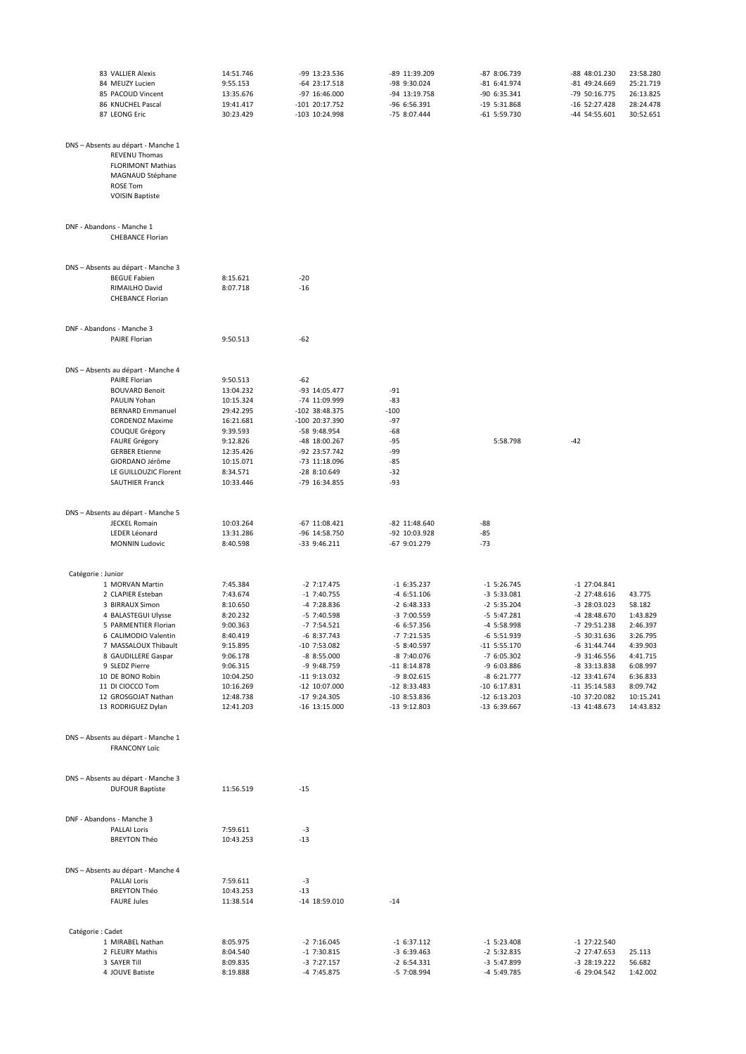| | | | | | | |
|---|---|---|---|---|---|---|
| 83 VALLIER Alexis | 14:51.746 | -99 13:23.536 | -89 11:39.209 | -87 8:06.739 | -88 48:01.230 | 23:58.280 |
| 84 MEUZY Lucien | 9:55.153 | -64 23:17.518 | -98 9:30.024 | -81 6:41.974 | -81 49:24.669 | 25:21.719 |
| 85 PACOUD Vincent | 13:35.676 | -97 16:46.000 | -94 13:19.758 | -90 6:35.341 | -79 50:16.775 | 26:13.825 |
| 86 KNUCHEL Pascal | 19:41.417 | -101 20:17.752 | -96 6:56.391 | -19 5:31.868 | -16 52:27.428 | 28:24.478 |
| 87 LEONG Eric | 30:23.429 | -103 10:24.998 | -75 8:07.444 | -61 5:59.730 | -44 54:55.601 | 30:52.651 |

DNS – Absents au départ - Manche 1

- REVENU Thomas
- FLORIMONT Mathias
- MAGNAUD Stéphane
- ROSE Tom
- VOISIN Baptiste

DNF - Abandons - Manche 1

- CHEBANCE Florian

DNS – Absents au départ - Manche 3

| | | |
|---|---|---|
| BEGUE Fabien | 8:15.621 | -20 |
| RIMAILHO David | 8:07.718 | -16 |
| CHEBANCE Florian | | |

DNF - Abandons - Manche 3

| | | |
|---|---|---|
| PAIRE Florian | 9:50.513 | -62 |

DNS – Absents au départ - Manche 4

| | | | | | |
|---|---|---|---|---|---|
| PAIRE Florian | 9:50.513 | -62 | | | |
| BOUVARD Benoit | 13:04.232 | -93 14:05.477 | -91 | | |
| PAULIN Yohan | 10:15.324 | -74 11:09.999 | -83 | | |
| BERNARD Emmanuel | 29:42.295 | -102 38:48.375 | -100 | | |
| CORDENOZ Maxime | 16:21.681 | -100 20:37.390 | -97 | | |
| COUQUE Grégory | 9:39.593 | -58 9:48.954 | -68 | | |
| FAURE Grégory | 9:12.826 | -48 18:00.267 | -95 | 5:58.798 | -42 |
| GERBER Etienne | 12:35.426 | -92 23:57.742 | -99 | | |
| GIORDANO Jérôme | 10:15.071 | -73 11:18.096 | -85 | | |
| LE GUILLOUZIC Florent | 8:34.571 | -28 8:10.649 | -32 | | |
| SAUTHIER Franck | 10:33.446 | -79 16:34.855 | -93 | | |

DNS – Absents au départ - Manche 5

| | | | | |
|---|---|---|---|---|
| JECKEL Romain | 10:03.264 | -67 11:08.421 | -82 11:48.640 | -88 |
| LEDER Léonard | 13:31.286 | -96 14:58.750 | -92 10:03.928 | -85 |
| MONNIN Ludovic | 8:40.598 | -33 9:46.211 | -67 9:01.279 | -73 |

Catégorie : Junior

| | | | | | | |
|---|---|---|---|---|---|---|
| 1 MORVAN Martin | 7:45.384 | -2 7:17.475 | -1 6:35.237 | -1 5:26.745 | -1 27:04.841 | |
| 2 CLAPIER Esteban | 7:43.674 | -1 7:40.755 | -4 6:51.106 | -3 5:33.081 | -2 27:48.616 | 43.775 |
| 3 BIRRAUX Simon | 8:10.650 | -4 7:28.836 | -2 6:48.333 | -2 5:35.204 | -3 28:03.023 | 58.182 |
| 4 BALASTEGUI Ulysse | 8:20.232 | -5 7:40.598 | -3 7:00.559 | -5 5:47.281 | -4 28:48.670 | 1:43.829 |
| 5 PARMENTIER Florian | 9:00.363 | -7 7:54.521 | -6 6:57.356 | -4 5:58.998 | -7 29:51.238 | 2:46.397 |
| 6 CALIMODIO Valentin | 8:40.419 | -6 8:37.743 | -7 7:21.535 | -6 5:51.939 | -5 30:31.636 | 3:26.795 |
| 7 MASSALOUX Thibault | 9:15.895 | -10 7:53.082 | -5 8:40.597 | -11 5:55.170 | -6 31:44.744 | 4:39.903 |
| 8 GAUDILLERE Gaspar | 9:06.178 | -8 8:55.000 | -8 7:40.076 | -7 6:05.302 | -9 31:46.556 | 4:41.715 |
| 9 SLEDZ Pierre | 9:06.315 | -9 9:48.759 | -11 8:14.878 | -9 6:03.886 | -8 33:13.838 | 6:08.997 |
| 10 DE BONO Robin | 10:04.250 | -11 9:13.032 | -9 8:02.615 | -8 6:21.777 | -12 33:41.674 | 6:36.833 |
| 11 DI CIOCCO Tom | 10:16.269 | -12 10:07.000 | -12 8:33.483 | -10 6:17.831 | -11 35:14.583 | 8:09.742 |
| 12 GROSGOJAT Nathan | 12:48.738 | -17 9:24.305 | -10 8:53.836 | -12 6:13.203 | -10 37:20.082 | 10:15.241 |
| 13 RODRIGUEZ Dylan | 12:41.203 | -16 13:15.000 | -13 9:12.803 | -13 6:39.667 | -13 41:48.673 | 14:43.832 |

DNS – Absents au départ - Manche 1

- FRANCONY Loïc

DNS – Absents au départ - Manche 3

| | | |
|---|---|---|
| DUFOUR Baptiste | 11:56.519 | -15 |

DNF - Abandons - Manche 3

| | | |
|---|---|---|
| PALLAI Loris | 7:59.611 | -3 |
| BREYTON Théo | 10:43.253 | -13 |

DNS – Absents au départ - Manche 4

| | | | |
|---|---|---|---|
| PALLAI Loris | 7:59.611 | -3 | |
| BREYTON Théo | 10:43.253 | -13 | |
| FAURE Jules | 11:38.514 | -14 18:59.010 | -14 |

Catégorie : Cadet

| | | | | | | |
|---|---|---|---|---|---|---|
| 1 MIRABEL Nathan | 8:05.975 | -2 7:16.045 | -1 6:37.112 | -1 5:23.408 | -1 27:22.540 | |
| 2 FLEURY Mathis | 8:04.540 | -1 7:30.815 | -3 6:39.463 | -2 5:32.835 | -2 27:47.653 | 25.113 |
| 3 SAYER Till | 8:09.835 | -3 7:27.157 | -2 6:54.331 | -3 5:47.899 | -3 28:19.222 | 56.682 |
| 4 JOUVE Batiste | 8:19.888 | -4 7:45.875 | -5 7:08.994 | -4 5:49.785 | -6 29:04.542 | 1:42.002 |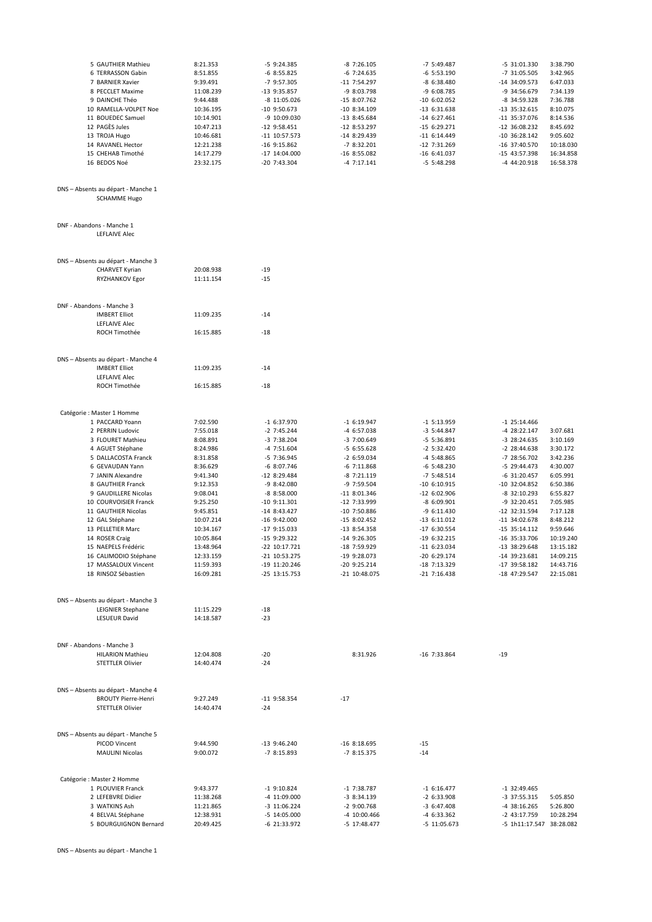| | | | | | | |
|---|---|---|---|---|---|---|
| 5 GAUTHIER Mathieu | 8:21.353 | -5 9:24.385 | -8 7:26.105 | -7 5:49.487 | -5 31:01.330 | 3:38.790 |
| 6 TERRASSON Gabin | 8:51.855 | -6 8:55.825 | -6 7:24.635 | -6 5:53.190 | -7 31:05.505 | 3:42.965 |
| 7 BARNIER Xavier | 9:39.491 | -7 9:57.305 | -11 7:54.297 | -8 6:38.480 | -14 34:09.573 | 6:47.033 |
| 8 PECCLET Maxime | 11:08.239 | -13 9:35.857 | -9 8:03.798 | -9 6:08.785 | -9 34:56.679 | 7:34.139 |
| 9 DAINCHE Théo | 9:44.488 | -8 11:05.026 | -15 8:07.762 | -10 6:02.052 | -8 34:59.328 | 7:36.788 |
| 10 RAMELLA-VOLPET Noe | 10:36.195 | -10 9:50.673 | -10 8:34.109 | -13 6:31.638 | -13 35:32.615 | 8:10.075 |
| 11 BOUEDEC Samuel | 10:14.901 | -9 10:09.030 | -13 8:45.684 | -14 6:27.461 | -11 35:37.076 | 8:14.536 |
| 12 PAGÈS Jules | 10:47.213 | -12 9:58.451 | -12 8:53.297 | -15 6:29.271 | -12 36:08.232 | 8:45.692 |
| 13 TROJA Hugo | 10:46.681 | -11 10:57.573 | -14 8:29.439 | -11 6:14.449 | -10 36:28.142 | 9:05.602 |
| 14 RAVANEL Hector | 12:21.238 | -16 9:15.862 | -7 8:32.201 | -12 7:31.269 | -16 37:40.570 | 10:18.030 |
| 15 CHEHAB Timothé | 14:17.279 | -17 14:04.000 | -16 8:55.082 | -16 6:41.037 | -15 43:57.398 | 16:34.858 |
| 16 BEDOS Noé | 23:32.175 | -20 7:43.304 | -4 7:17.141 | -5 5:48.298 | -4 44:20.918 | 16:58.378 |

DNS – Absents au départ - Manche 1

SCHAMME Hugo

DNF - Abandons - Manche 1

LEFLAIVE Alec

DNS – Absents au départ - Manche 3

| | | |
|---|---|---|
| CHARVET Kyrian | 20:08.938 | -19 |
| RYZHANKOV Egor | 11:11.154 | -15 |

DNF - Abandons - Manche 3

| | | |
|---|---|---|
| IMBERT Elliot | 11:09.235 | -14 |
| LEFLAIVE Alec | | |
| ROCH Timothée | 16:15.885 | -18 |

DNS – Absents au départ - Manche 4

| | | |
|---|---|---|
| IMBERT Elliot | 11:09.235 | -14 |
| LEFLAIVE Alec | | |
| ROCH Timothée | 16:15.885 | -18 |

Catégorie : Master 1 Homme

| | | | | | | |
|---|---|---|---|---|---|---|
| 1 PACCARD Yoann | 7:02.590 | -1 6:37.970 | -1 6:19.947 | -1 5:13.959 | -1 25:14.466 | |
| 2 PERRIN Ludovic | 7:55.018 | -2 7:45.244 | -4 6:57.038 | -3 5:44.847 | -4 28:22.147 | 3:07.681 |
| 3 FLOURET Mathieu | 8:08.891 | -3 7:38.204 | -3 7:00.649 | -5 5:36.891 | -3 28:24.635 | 3:10.169 |
| 4 AGUET Stéphane | 8:24.986 | -4 7:51.604 | -5 6:55.628 | -2 5:32.420 | -2 28:44.638 | 3:30.172 |
| 5 DALLACOSTA Franck | 8:31.858 | -5 7:36.945 | -2 6:59.034 | -4 5:48.865 | -7 28:56.702 | 3:42.236 |
| 6 GEVAUDAN Yann | 8:36.629 | -6 8:07.746 | -6 7:11.868 | -6 5:48.230 | -5 29:44.473 | 4:30.007 |
| 7 JANIN Alexandre | 9:41.340 | -12 8:29.484 | -8 7:21.119 | -7 5:48.514 | -6 31:20.457 | 6:05.991 |
| 8 GAUTHIER Franck | 9:12.353 | -9 8:42.080 | -9 7:59.504 | -10 6:10.915 | -10 32:04.852 | 6:50.386 |
| 9 GAUDILLERE Nicolas | 9:08.041 | -8 8:58.000 | -11 8:01.346 | -12 6:02.906 | -8 32:10.293 | 6:55.827 |
| 10 COURVOISIER Franck | 9:25.250 | -10 9:11.301 | -12 7:33.999 | -8 6:09.901 | -9 32:20.451 | 7:05.985 |
| 11 GAUTHIER Nicolas | 9:45.851 | -14 8:43.427 | -10 7:50.886 | -9 6:11.430 | -12 32:31.594 | 7:17.128 |
| 12 GAL Stéphane | 10:07.214 | -16 9:42.000 | -15 8:02.452 | -13 6:11.012 | -11 34:02.678 | 8:48.212 |
| 13 PELLETIER Marc | 10:34.167 | -17 9:15.033 | -13 8:54.358 | -17 6:30.554 | -15 35:14.112 | 9:59.646 |
| 14 ROSER Craig | 10:05.864 | -15 9:29.322 | -14 9:26.305 | -19 6:32.215 | -16 35:33.706 | 10:19.240 |
| 15 NAEPELS Frédéric | 13:48.964 | -22 10:17.721 | -18 7:59.929 | -11 6:23.034 | -13 38:29.648 | 13:15.182 |
| 16 CALIMODIO Stéphane | 12:33.159 | -21 10:53.275 | -19 9:28.073 | -20 6:29.174 | -14 39:23.681 | 14:09.215 |
| 17 MASSALOUX Vincent | 11:59.393 | -19 11:20.246 | -20 9:25.214 | -18 7:13.329 | -17 39:58.182 | 14:43.716 |
| 18 RINSOZ Sébastien | 16:09.281 | -25 13:15.753 | -21 10:48.075 | -21 7:16.438 | -18 47:29.547 | 22:15.081 |

DNS – Absents au départ - Manche 3

| | | |
|---|---|---|
| LEIGNIER Stephane | 11:15.229 | -18 |
| LESUEUR David | 14:18.587 | -23 |

DNF - Abandons - Manche 3

| | | | | |
|---|---|---|---|---|
| HILARION Mathieu | 12:04.808 | -20 8:31.926 | -16 7:33.864 | -19 |
| STETTLER Olivier | 14:40.474 | -24 | | |

DNS – Absents au départ - Manche 4

| | | | |
|---|---|---|---|
| BROUTY Pierre-Henri | 9:27.249 | -11 9:58.354 | -17 |
| STETTLER Olivier | 14:40.474 | -24 | |

DNS – Absents au départ - Manche 5

| | | | | |
|---|---|---|---|---|
| PICOD Vincent | 9:44.590 | -13 9:46.240 | -16 8:18.695 | -15 |
| MAULINI Nicolas | 9:00.072 | -7 8:15.893 | -7 8:15.375 | -14 |

Catégorie : Master 2 Homme

| | | | | | | |
|---|---|---|---|---|---|---|
| 1 PLOUVIER Franck | 9:43.377 | -1 9:10.824 | -1 7:38.787 | -1 6:16.477 | -1 32:49.465 | |
| 2 LEFEBVRE Didier | 11:38.268 | -4 11:09.000 | -3 8:34.139 | -2 6:33.908 | -3 37:55.315 | 5:05.850 |
| 3 WATKINS Ash | 11:21.865 | -3 11:06.224 | -2 9:00.768 | -3 6:47.408 | -4 38:16.265 | 5:26.800 |
| 4 BELVAL Stéphane | 12:38.931 | -5 14:05.000 | -4 10:00.466 | -4 6:33.362 | -2 43:17.759 | 10:28.294 |
| 5 BOURGUIGNON Bernard | 20:49.425 | -6 21:33.972 | -5 17:48.477 | -5 11:05.673 | -5 1h11:17.547 | 38:28.082 |

DNS – Absents au départ - Manche 1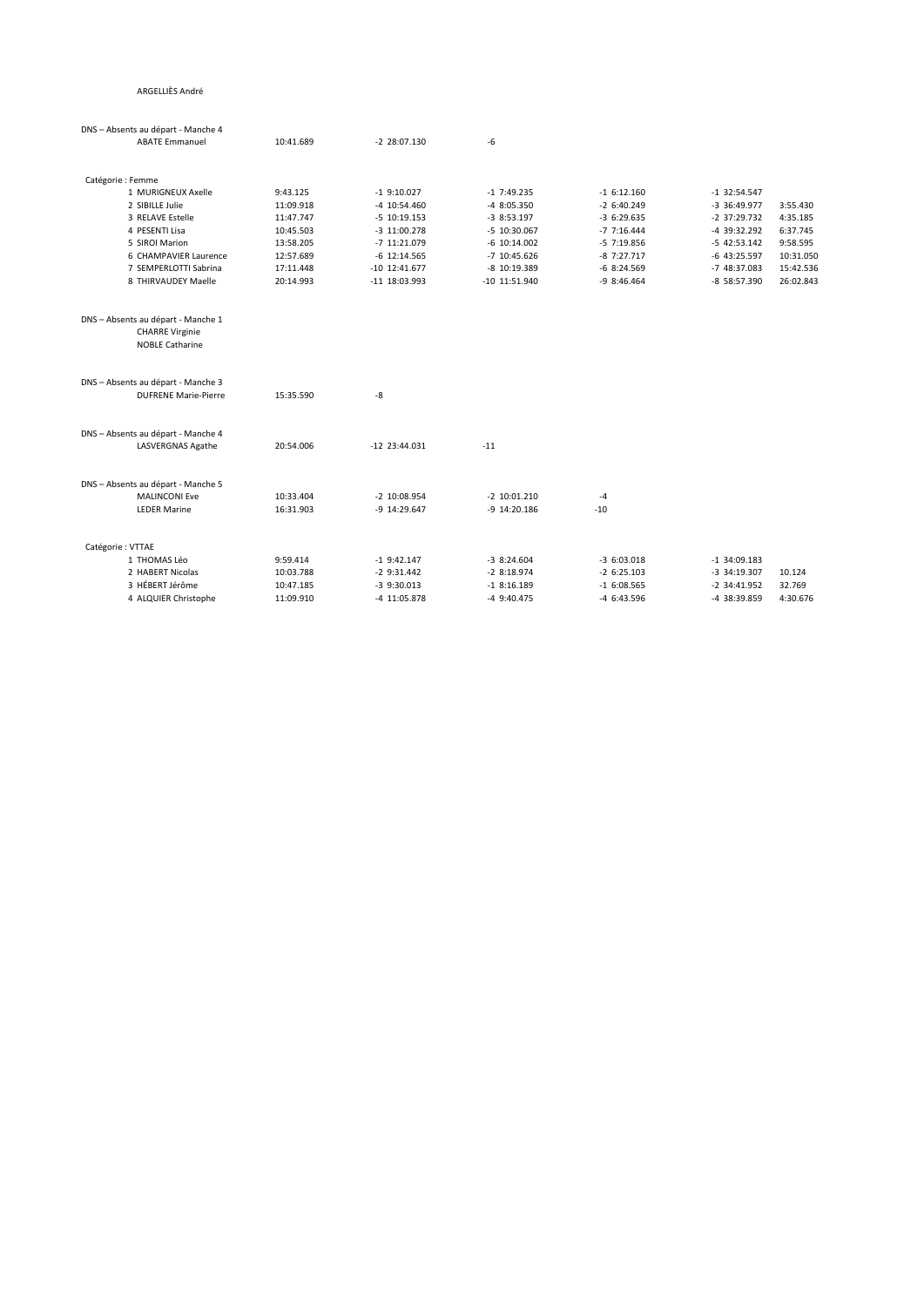ARGELLIÈS André

DNS – Absents au départ - Manche 4

| | | | | | | |
|---|---|---|---|---|---|---|
| ABATE Emmanuel | 10:41.689 | -2 28:07.130 | -6 | | | |

Catégorie : Femme

| | | | | | | |
|---|---|---|---|---|---|---|
| 1 MURIGNEUX Axelle | 9:43.125 | -1 9:10.027 | -1 7:49.235 | -1 6:12.160 | -1 32:54.547 | |
| 2 SIBILLE Julie | 11:09.918 | -4 10:54.460 | -4 8:05.350 | -2 6:40.249 | -3 36:49.977 | 3:55.430 |
| 3 RELAVE Estelle | 11:47.747 | -5 10:19.153 | -3 8:53.197 | -3 6:29.635 | -2 37:29.732 | 4:35.185 |
| 4 PESENTI Lisa | 10:45.503 | -3 11:00.278 | -5 10:30.067 | -7 7:16.444 | -4 39:32.292 | 6:37.745 |
| 5 SIROI Marion | 13:58.205 | -7 11:21.079 | -6 10:14.002 | -5 7:19.856 | -5 42:53.142 | 9:58.595 |
| 6 CHAMPAVIER Laurence | 12:57.689 | -6 12:14.565 | -7 10:45.626 | -8 7:27.717 | -6 43:25.597 | 10:31.050 |
| 7 SEMPERLOTTI Sabrina | 17:11.448 | -10 12:41.677 | -8 10:19.389 | -6 8:24.569 | -7 48:37.083 | 15:42.536 |
| 8 THIRVAUDEY Maelle | 20:14.993 | -11 18:03.993 | -10 11:51.940 | -9 8:46.464 | -8 58:57.390 | 26:02.843 |

DNS – Absents au départ - Manche 1

CHARRE Virginie
NOBLE Catharine

DNS – Absents au départ - Manche 3

| | | |
|---|---|---|
| DUFRENE Marie-Pierre | 15:35.590 | -8 |

DNS – Absents au départ - Manche 4

| | | | |
|---|---|---|---|
| LASVERGNAS Agathe | 20:54.006 | -12 23:44.031 | -11 |

DNS – Absents au départ - Manche 5

| | | | | |
|---|---|---|---|---|
| MALINCONI Eve | 10:33.404 | -2 10:08.954 | -2 10:01.210 | -4 |
| LEDER Marine | 16:31.903 | -9 14:29.647 | -9 14:20.186 | -10 |

Catégorie : VTTAE

| | | | | | | |
|---|---|---|---|---|---|---|
| 1 THOMAS Léo | 9:59.414 | -1 9:42.147 | -3 8:24.604 | -3 6:03.018 | -1 34:09.183 | |
| 2 HABERT Nicolas | 10:03.788 | -2 9:31.442 | -2 8:18.974 | -2 6:25.103 | -3 34:19.307 | 10.124 |
| 3 HÉBERT Jérôme | 10:47.185 | -3 9:30.013 | -1 8:16.189 | -1 6:08.565 | -2 34:41.952 | 32.769 |
| 4 ALQUIER Christophe | 11:09.910 | -4 11:05.878 | -4 9:40.475 | -4 6:43.596 | -4 38:39.859 | 4:30.676 |